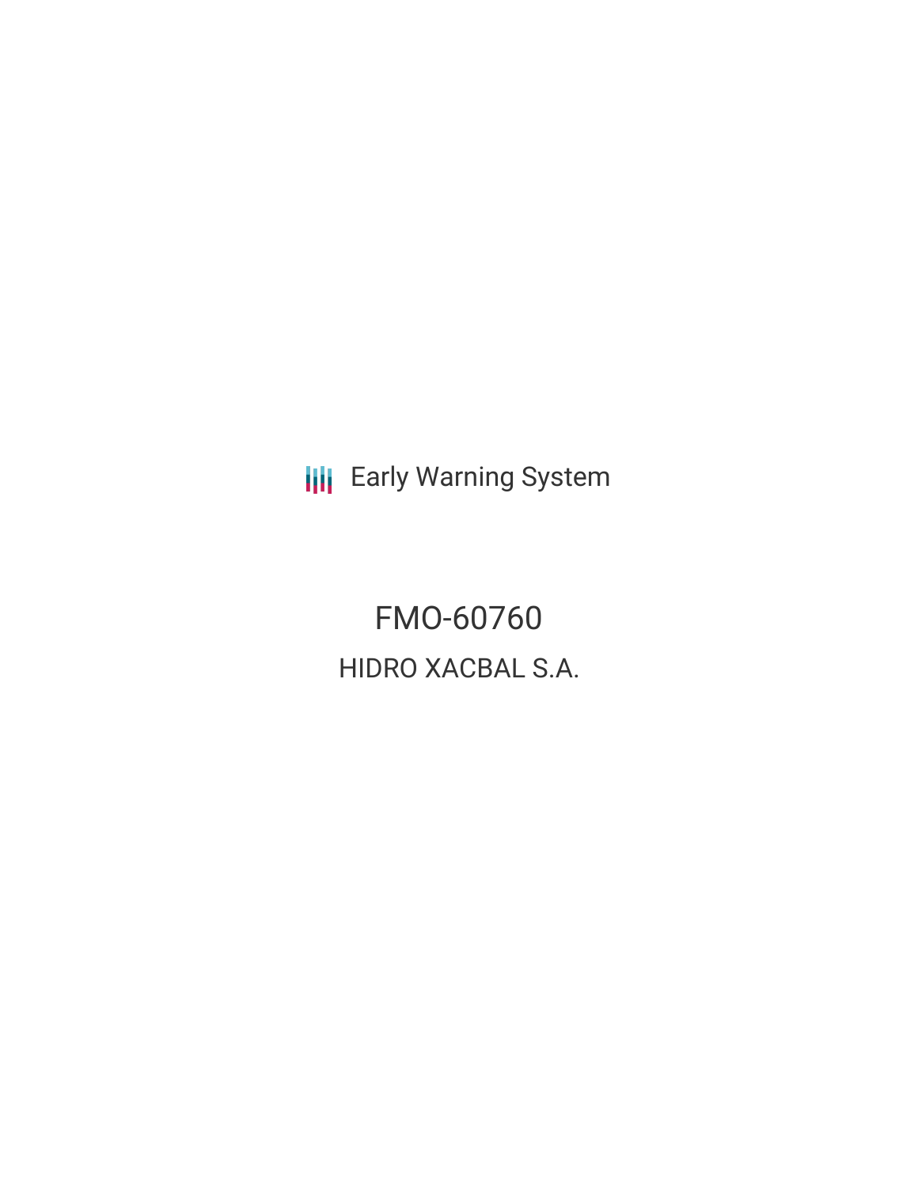Early Warning System

# FMO-60760

## HIDRO XACBAL S.A.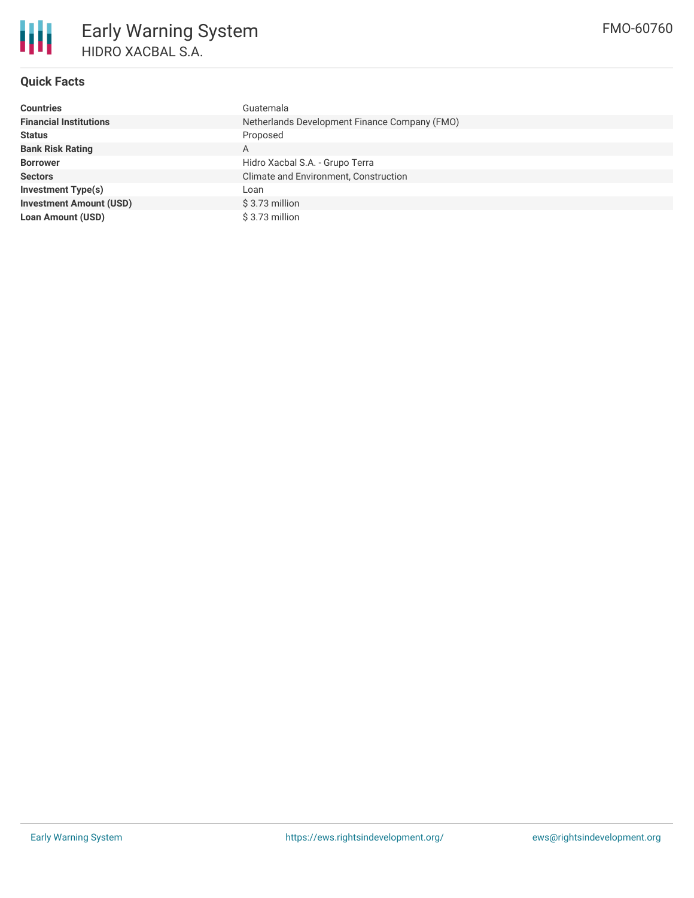# Early Warning System

HIDRO XACBAL S.A.

FMO-60760

## Quick Facts

| | |
|---|---|
| **Countries** | Guatemala |
| **Financial Institutions** | Netherlands Development Finance Company (FMO) |
| **Status** | Proposed |
| **Bank Risk Rating** | A |
| **Borrower** | Hidro Xacbal S.A. - Grupo Terra |
| **Sectors** | Climate and Environment, Construction |
| **Investment Type(s)** | Loan |
| **Investment Amount (USD)** | $ 3.73 million |
| **Loan Amount (USD)** | $ 3.73 million |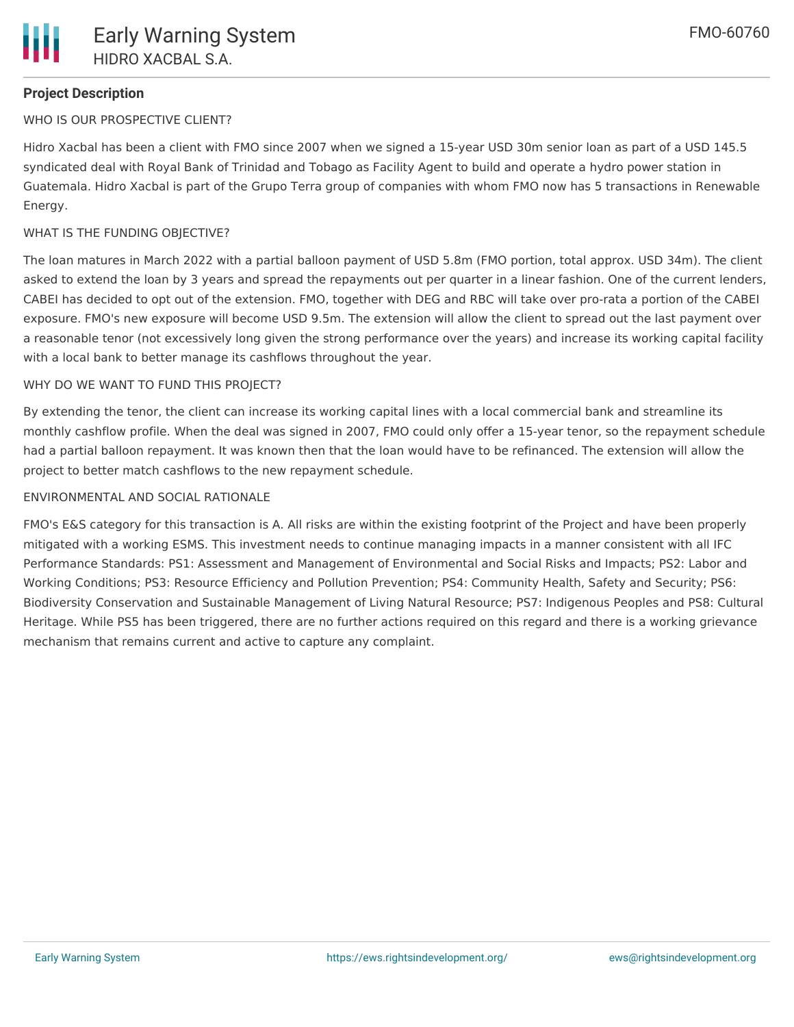## Project Description

WHO IS OUR PROSPECTIVE CLIENT?

Hidro Xacbal has been a client with FMO since 2007 when we signed a 15-year USD 30m senior loan as part of a USD 145.5 syndicated deal with Royal Bank of Trinidad and Tobago as Facility Agent to build and operate a hydro power station in Guatemala. Hidro Xacbal is part of the Grupo Terra group of companies with whom FMO now has 5 transactions in Renewable Energy.

WHAT IS THE FUNDING OBJECTIVE?

The loan matures in March 2022 with a partial balloon payment of USD 5.8m (FMO portion, total approx. USD 34m). The client asked to extend the loan by 3 years and spread the repayments out per quarter in a linear fashion. One of the current lenders, CABEI has decided to opt out of the extension. FMO, together with DEG and RBC will take over pro-rata a portion of the CABEI exposure. FMO's new exposure will become USD 9.5m. The extension will allow the client to spread out the last payment over a reasonable tenor (not excessively long given the strong performance over the years) and increase its working capital facility with a local bank to better manage its cashflows throughout the year.

WHY DO WE WANT TO FUND THIS PROJECT?

By extending the tenor, the client can increase its working capital lines with a local commercial bank and streamline its monthly cashflow profile. When the deal was signed in 2007, FMO could only offer a 15-year tenor, so the repayment schedule had a partial balloon repayment. It was known then that the loan would have to be refinanced. The extension will allow the project to better match cashflows to the new repayment schedule.

ENVIRONMENTAL AND SOCIAL RATIONALE

FMO's E&S category for this transaction is A. All risks are within the existing footprint of the Project and have been properly mitigated with a working ESMS. This investment needs to continue managing impacts in a manner consistent with all IFC Performance Standards: PS1: Assessment and Management of Environmental and Social Risks and Impacts; PS2: Labor and Working Conditions; PS3: Resource Efficiency and Pollution Prevention; PS4: Community Health, Safety and Security; PS6: Biodiversity Conservation and Sustainable Management of Living Natural Resource; PS7: Indigenous Peoples and PS8: Cultural Heritage. While PS5 has been triggered, there are no further actions required on this regard and there is a working grievance mechanism that remains current and active to capture any complaint.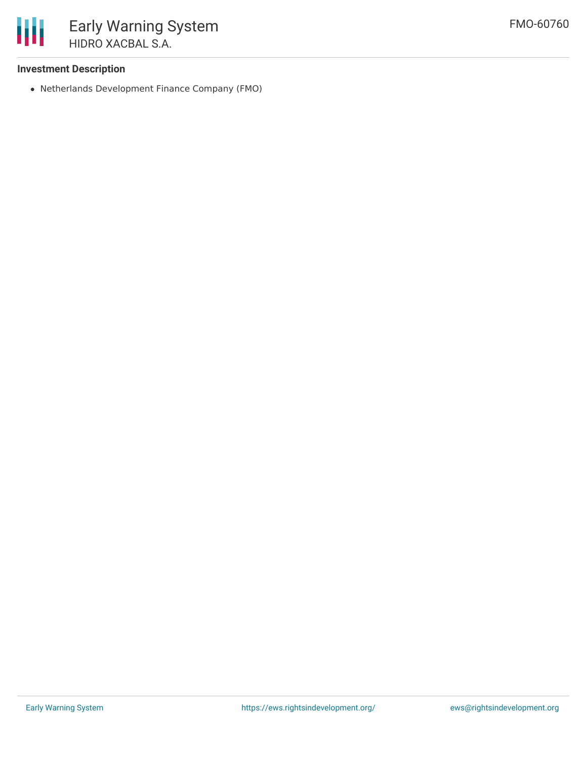### Investment Description

- Netherlands Development Finance Company (FMO)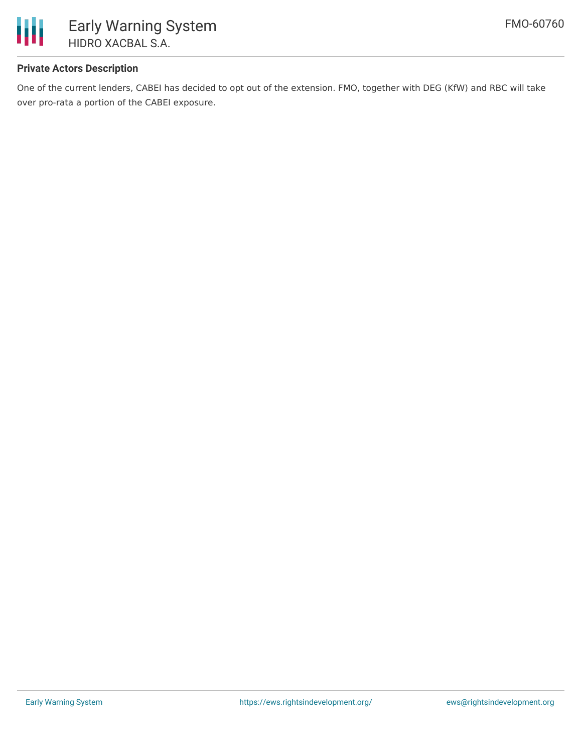**Private Actors Description**

One of the current lenders, CABEI has decided to opt out of the extension. FMO, together with DEG (KfW) and RBC will take over pro-rata a portion of the CABEI exposure.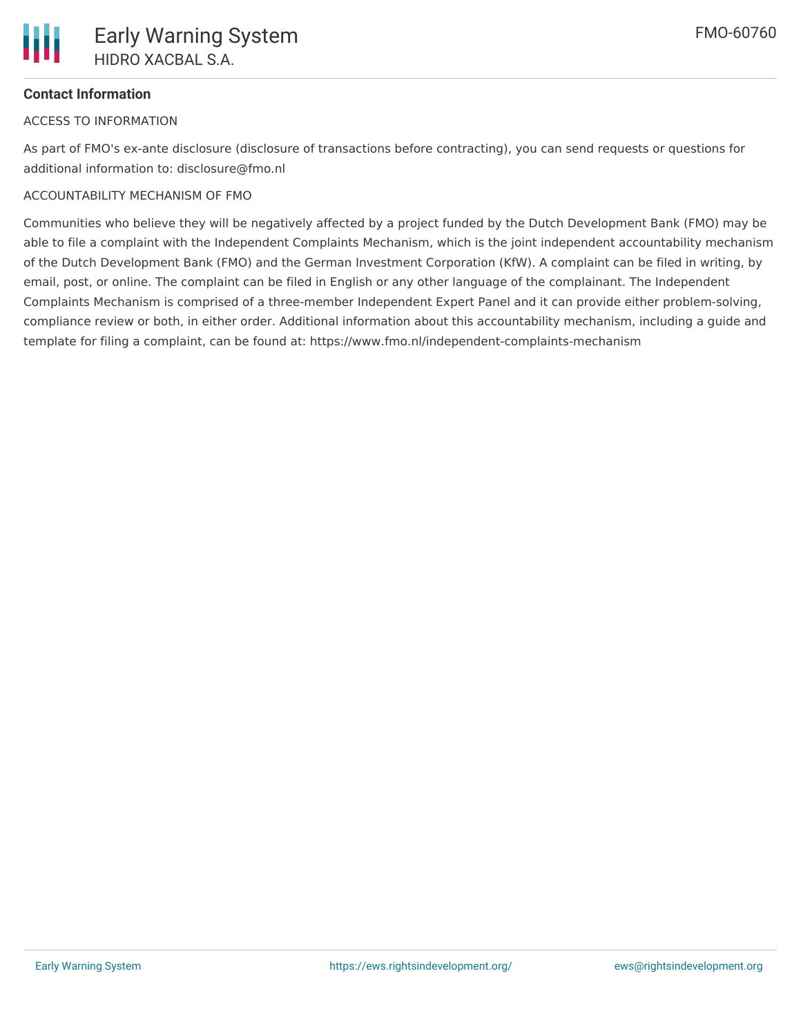**Contact Information**

ACCESS TO INFORMATION

As part of FMO's ex-ante disclosure (disclosure of transactions before contracting), you can send requests or questions for additional information to: disclosure@fmo.nl

ACCOUNTABILITY MECHANISM OF FMO

Communities who believe they will be negatively affected by a project funded by the Dutch Development Bank (FMO) may be able to file a complaint with the Independent Complaints Mechanism, which is the joint independent accountability mechanism of the Dutch Development Bank (FMO) and the German Investment Corporation (KfW). A complaint can be filed in writing, by email, post, or online. The complaint can be filed in English or any other language of the complainant. The Independent Complaints Mechanism is comprised of a three-member Independent Expert Panel and it can provide either problem-solving, compliance review or both, in either order. Additional information about this accountability mechanism, including a guide and template for filing a complaint, can be found at: https://www.fmo.nl/independent-complaints-mechanism